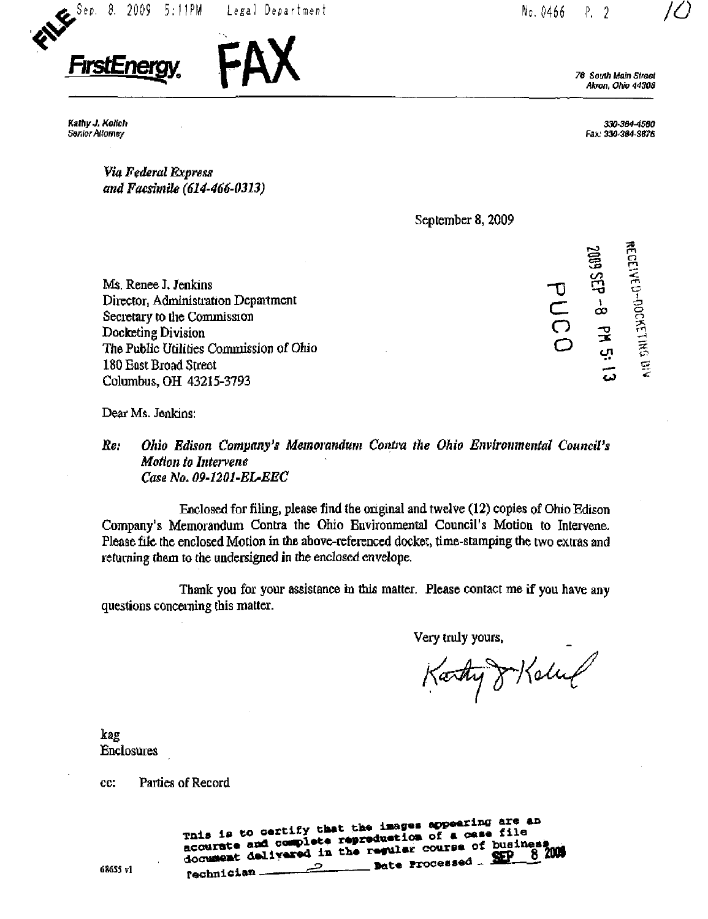**FirstEnergy** **FAX**

76 South Main Street
Akron, Ohio 44308

Kathy J. Kolich
Senior Attorney

330-384-4580
Fax: 330-384-3875

*Via Federal Express*
*and Facsimile (614-466-0313)*

September 8, 2009

RECEIVED-DOCKETING DIV
2009 SEP -8 PM 5:13
PUCO

Ms. Renee J. Jenkins
Director, Administration Department
Secretary to the Commission
Docketing Division
The Public Utilities Commission of Ohio
180 East Broad Street
Columbus, OH 43215-3793

Dear Ms. Jenkins:

***Re:*** *Ohio Edison Company's Memorandum Contra the Ohio Environmental Council's Motion to Intervene*
*Case No. 09-1201-EL-EEC*

Enclosed for filing, please find the original and twelve (12) copies of Ohio Edison Company's Memorandum Contra the Ohio Environmental Council's Motion to Intervene. Please file the enclosed Motion in the above-referenced docket, time-stamping the two extras and returning them to the undersigned in the enclosed envelope.

Thank you for your assistance in this matter. Please contact me if you have any questions concerning this matter.

Very truly yours,

Kathy J Kolich

kag
Enclosures

cc: Parties of Record

68655 v1

This is to certify that the images appearing are an accurate and complete reproduction of a case file document delivered in the regular course of business
Technician ____ Date Processed SEP 8 2009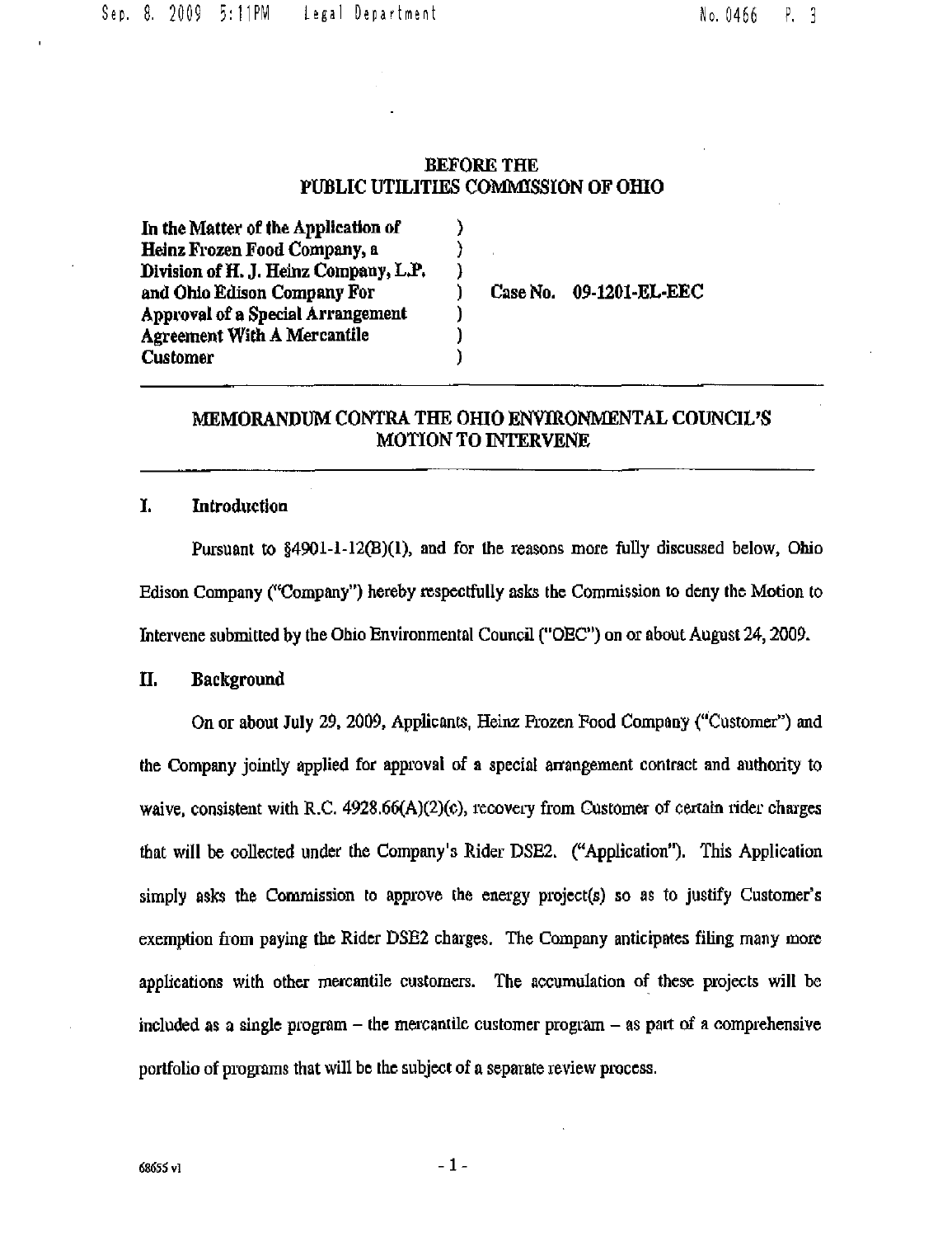**BEFORE THE**
**PUBLIC UTILITIES COMMISSION OF OHIO**

| | | |
|---|---|---|
| **In the Matter of the Application of Heinz Frozen Food Company, a Division of H. J. Heinz Company, L.P. and Ohio Edison Company For Approval of a Special Arrangement Agreement With A Mercantile Customer** | ) | Case No. **09-1201-EL-EEC** |

## MEMORANDUM CONTRA THE OHIO ENVIRONMENTAL COUNCIL'S MOTION TO INTERVENE

### I. Introduction

Pursuant to §4901-1-12(B)(1), and for the reasons more fully discussed below, Ohio Edison Company ("Company") hereby respectfully asks the Commission to deny the Motion to Intervene submitted by the Ohio Environmental Council ("OEC") on or about August 24, 2009.

### II. Background

On or about July 29, 2009, Applicants, Heinz Frozen Food Company ("Customer") and the Company jointly applied for approval of a special arrangement contract and authority to waive, consistent with R.C. 4928.66(A)(2)(c), recovery from Customer of certain rider charges that will be collected under the Company's Rider DSE2. ("Application"). This Application simply asks the Commission to approve the energy project(s) so as to justify Customer's exemption from paying the Rider DSE2 charges. The Company anticipates filing many more applications with other mercantile customers. The accumulation of these projects will be included as a single program – the mercantile customer program – as part of a comprehensive portfolio of programs that will be the subject of a separate review process.

68655 v1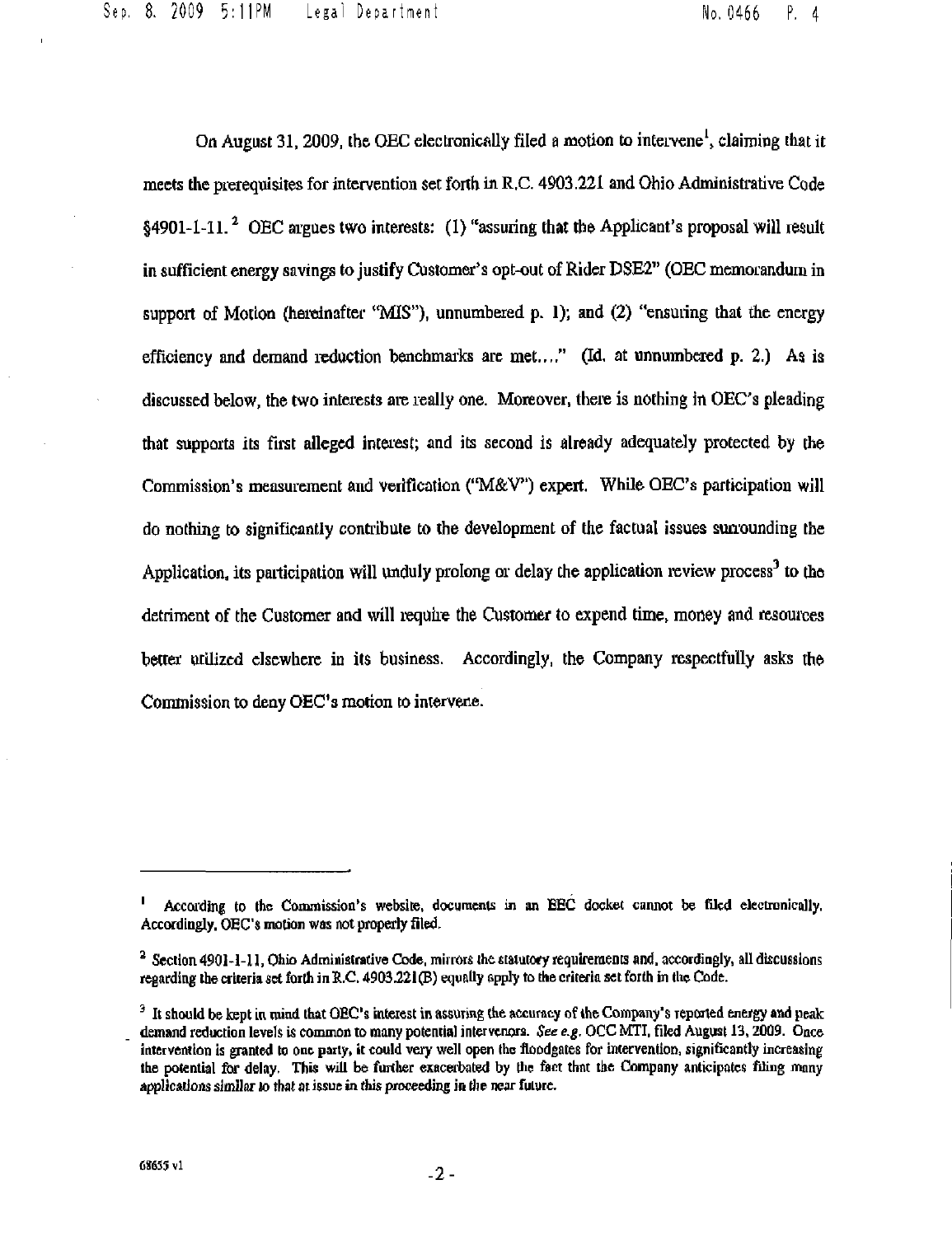On August 31, 2009, the OEC electronically filed a motion to intervene[1], claiming that it meets the prerequisites for intervention set forth in R.C. 4903.221 and Ohio Administrative Code §4901-1-11.[2] OEC argues two interests: (1) "assuring that the Applicant's proposal will result in sufficient energy savings to justify Customer's opt-out of Rider DSE2" (OEC memorandum in support of Motion (hereinafter "MIS"), unnumbered p. 1); and (2) "ensuring that the energy efficiency and demand reduction benchmarks are met…." (Id. at unnumbered p. 2.) As is discussed below, the two interests are really one. Moreover, there is nothing in OEC's pleading that supports its first alleged interest; and its second is already adequately protected by the Commission's measurement and verification ("M&V") expert. While OEC's participation will do nothing to significantly contribute to the development of the factual issues surrounding the Application, its participation will unduly prolong or delay the application review process[3] to the detriment of the Customer and will require the Customer to expend time, money and resources better utilized elsewhere in its business. Accordingly, the Company respectfully asks the Commission to deny OEC's motion to intervene.

---

[1] According to the Commission's website, documents in an EEC docket cannot be filed electronically. Accordingly, OEC's motion was not properly filed.

[2] Section 4901-1-11, Ohio Administrative Code, mirrors the statutory requirements and, accordingly, all discussions regarding the criteria set forth in R.C. 4903.221(B) equally apply to the criteria set forth in the Code.

[3] It should be kept in mind that OEC's interest in assuring the accuracy of the Company's reported energy and peak demand reduction levels is common to many potential intervenors. *See e.g.* OCC MTI, filed August 13, 2009. Once intervention is granted to one party, it could very well open the floodgates for intervention, significantly increasing the potential for delay. This will be further exacerbated by the fact that the Company anticipates filing many applications similar to that at issue in this proceeding in the near future.

68655 v1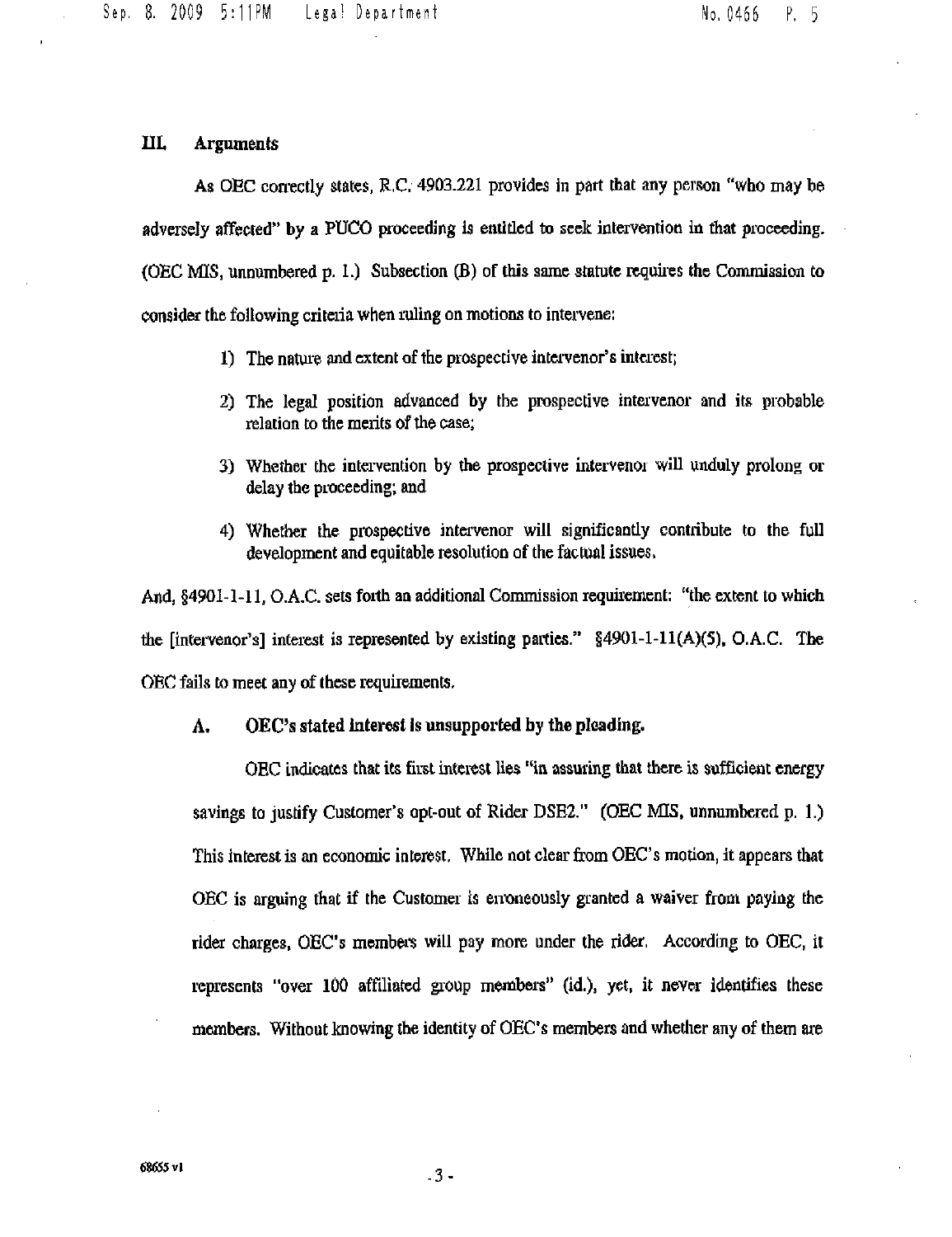## III. Arguments

As OEC correctly states, R.C. 4903.221 provides in part that any person "who may be adversely affected" by a PUCO proceeding is entitled to seek intervention in that proceeding. (OEC MIS, unnumbered p. 1.) Subsection (B) of this same statute requires the Commission to consider the following criteria when ruling on motions to intervene:

1) The nature and extent of the prospective intervenor's interest;

2) The legal position advanced by the prospective intervenor and its probable relation to the merits of the case;

3) Whether the intervention by the prospective intervenor will unduly prolong or delay the proceeding; and

4) Whether the prospective intervenor will significantly contribute to the full development and equitable resolution of the factual issues.

And, §4901-1-11, O.A.C. sets forth an additional Commission requirement: "the extent to which the [intervenor's] interest is represented by existing parties." §4901-1-11(A)(5), O.A.C. The OEC fails to meet any of these requirements.

### A. OEC's stated interest is unsupported by the pleading.

OEC indicates that its first interest lies "in assuring that there is sufficient energy savings to justify Customer's opt-out of Rider DSE2." (OEC MIS, unnumbered p. 1.) This interest is an economic interest. While not clear from OEC's motion, it appears that OEC is arguing that if the Customer is erroneously granted a waiver from paying the rider charges, OEC's members will pay more under the rider. According to OEC, it represents "over 100 affiliated group members" (id.), yet, it never identifies these members. Without knowing the identity of OEC's members and whether any of them are

68655 v1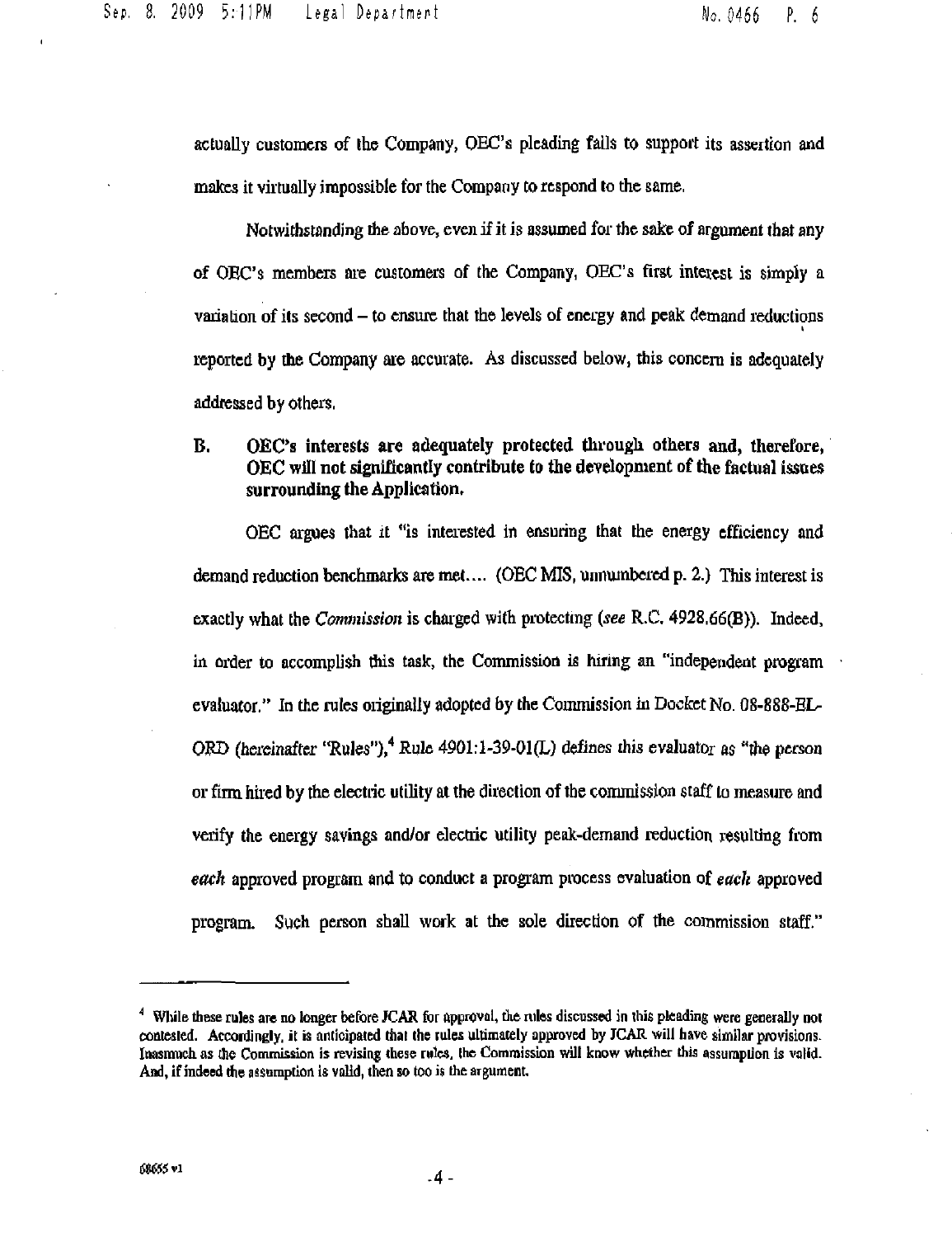actually customers of the Company, OEC's pleading fails to support its assertion and makes it virtually impossible for the Company to respond to the same.

Notwithstanding the above, even if it is assumed for the sake of argument that any of OEC's members are customers of the Company, OEC's first interest is simply a variation of its second – to ensure that the levels of energy and peak demand reductions reported by the Company are accurate. As discussed below, this concern is adequately addressed by others.

**B. OEC's interests are adequately protected through others and, therefore, OEC will not significantly contribute to the development of the factual issues surrounding the Application.**

OEC argues that it "is interested in ensuring that the energy efficiency and demand reduction benchmarks are met.... (OEC MIS, unnumbered p. 2.) This interest is exactly what the *Commission* is charged with protecting (*see* R.C. 4928.66(B)). Indeed, in order to accomplish this task, the Commission is hiring an "independent program evaluator." In the rules originally adopted by the Commission in Docket No. 08-888-EL-ORD (hereinafter "Rules"),[4] Rule 4901:1-39-01(L) defines this evaluator as "the person or firm hired by the electric utility at the direction of the commission staff to measure and verify the energy savings and/or electric utility peak-demand reduction resulting from *each* approved program and to conduct a program process evaluation of *each* approved program. Such person shall work at the sole direction of the commission staff."

---

[4] While these rules are no longer before JCAR for approval, the rules discussed in this pleading were generally not contested. Accordingly, it is anticipated that the rules ultimately approved by JCAR will have similar provisions. Inasmuch as the Commission is revising these rules, the Commission will know whether this assumption is valid. And, if indeed the assumption is valid, then so too is the argument.

68655 v1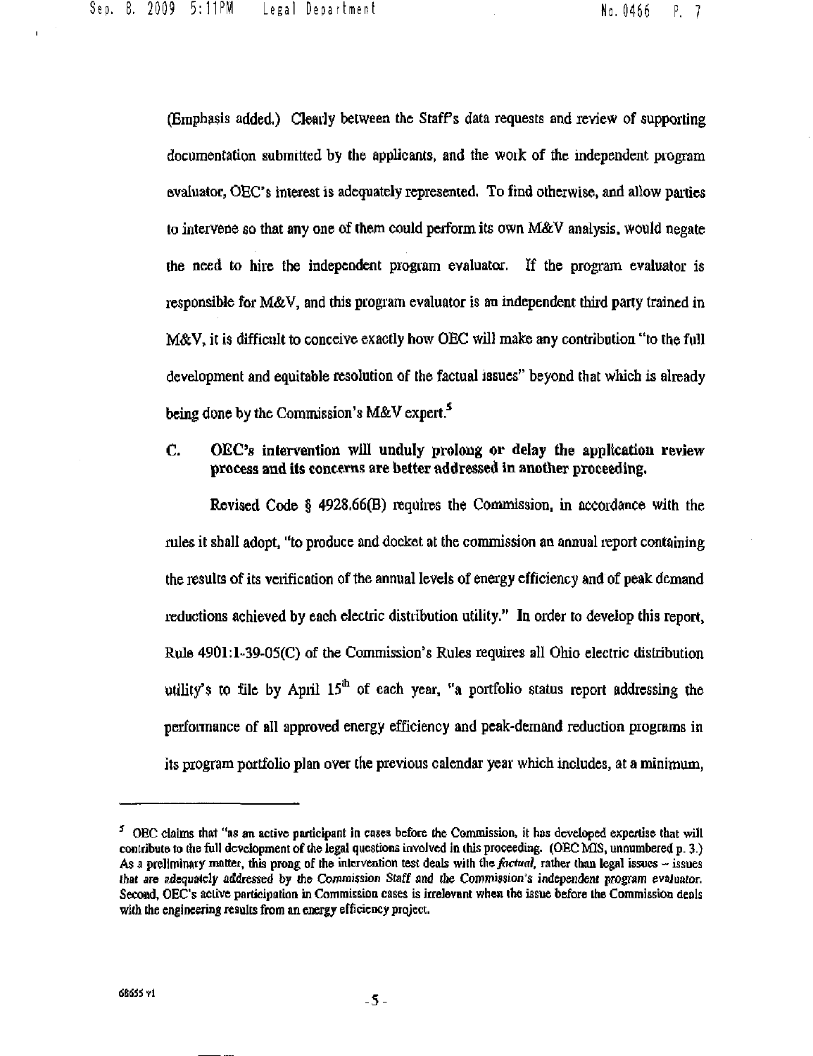(Emphasis added.) Clearly between the Staff's data requests and review of supporting documentation submitted by the applicants, and the work of the independent program evaluator, OEC's interest is adequately represented. To find otherwise, and allow parties to intervene so that any one of them could perform its own M&V analysis, would negate the need to hire the independent program evaluator. If the program evaluator is responsible for M&V, and this program evaluator is an independent third party trained in M&V, it is difficult to conceive exactly how OEC will make any contribution "to the full development and equitable resolution of the factual issues" beyond that which is already being done by the Commission's M&V expert.[5]

### C. OEC's intervention will unduly prolong or delay the application review process and its concerns are better addressed in another proceeding.

Revised Code § 4928.66(B) requires the Commission, in accordance with the rules it shall adopt, "to produce and docket at the commission an annual report containing the results of its verification of the annual levels of energy efficiency and of peak demand reductions achieved by each electric distribution utility." In order to develop this report, Rule 4901:1-39-05(C) of the Commission's Rules requires all Ohio electric distribution utility's to file by April 15th of each year, "a portfolio status report addressing the performance of all approved energy efficiency and peak-demand reduction programs in its program portfolio plan over the previous calendar year which includes, at a minimum,

---

[5] OEC claims that "as an active participant in cases before the Commission, it has developed expertise that will contribute to the full development of the legal questions involved in this proceeding. (OEC MIS, unnumbered p. 3.) As a preliminary matter, this prong of the intervention test deals with the *factual*, rather than legal issues – issues that are adequately addressed by the Commission Staff and the Commission's independent program evaluator. Second, OEC's active participation in Commission cases is irrelevant when the issue before the Commission deals with the engineering results from an energy efficiency project.

68655 v1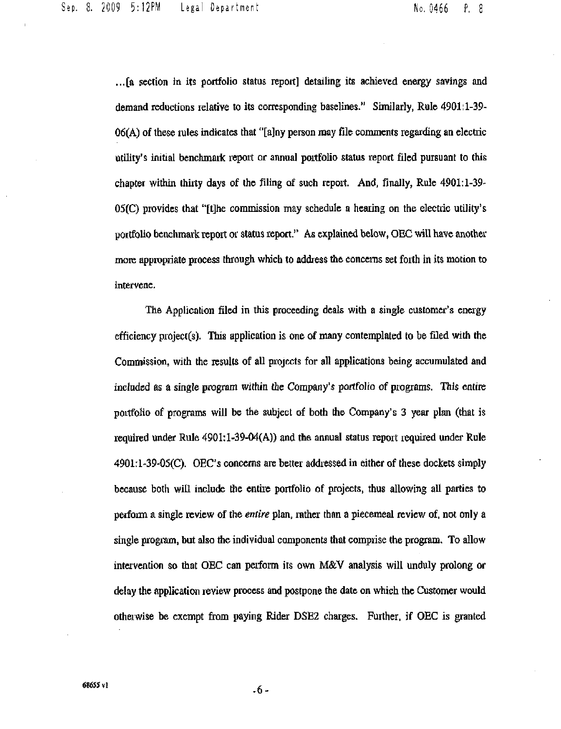...[a section in its portfolio status report] detailing its achieved energy savings and demand reductions relative to its corresponding baselines." Similarly, Rule 4901:1-39-06(A) of these rules indicates that "[a]ny person may file comments regarding an electric utility's initial benchmark report or annual portfolio status report filed pursuant to this chapter within thirty days of the filing of such report. And, finally, Rule 4901:1-39-05(C) provides that "[t]he commission may schedule a hearing on the electric utility's portfolio benchmark report or status report." As explained below, OEC will have another more appropriate process through which to address the concerns set forth in its motion to intervene.

The Application filed in this proceeding deals with a single customer's energy efficiency project(s). This application is one of many contemplated to be filed with the Commission, with the results of all projects for all applications being accumulated and included as a single program within the Company's portfolio of programs. This entire portfolio of programs will be the subject of both the Company's 3 year plan (that is required under Rule 4901:1-39-04(A)) and the annual status report required under Rule 4901:1-39-05(C). OEC's concerns are better addressed in either of these dockets simply because both will include the entire portfolio of projects, thus allowing all parties to perform a single review of the *entire* plan, rather than a piecemeal review of, not only a single program, but also the individual components that comprise the program. To allow intervention so that OEC can perform its own M&V analysis will unduly prolong or delay the application review process and postpone the date on which the Customer would otherwise be exempt from paying Rider DSE2 charges. Further, if OEC is granted

68655 v1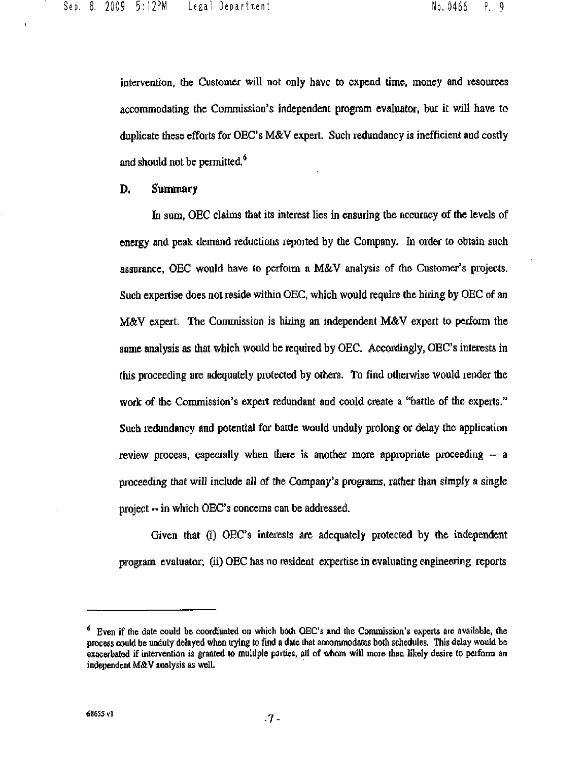intervention, the Customer will not only have to expend time, money and resources accommodating the Commission's independent program evaluator, but it will have to duplicate these efforts for OEC's M&V expert. Such redundancy is inefficient and costly and should not be permitted.[6]

### D. Summary

In sum, OEC claims that its interest lies in ensuring the accuracy of the levels of energy and peak demand reductions reported by the Company. In order to obtain such assurance, OEC would have to perform a M&V analysis of the Customer's projects. Such expertise does not reside within OEC, which would require the hiring by OEC of an M&V expert. The Commission is hiring an independent M&V expert to perform the same analysis as that which would be required by OEC. Accordingly, OEC's interests in this proceeding are adequately protected by others. To find otherwise would render the work of the Commission's expert redundant and could create a "battle of the experts." Such redundancy and potential for battle would unduly prolong or delay the application review process, especially when there is another more appropriate proceeding -- a proceeding that will include all of the Company's programs, rather than simply a single project -- in which OEC's concerns can be addressed.

Given that (i) OEC's interests are adequately protected by the independent program evaluator; (ii) OEC has no resident expertise in evaluating engineering reports

---

[6] Even if the date could be coordinated on which both OEC's and the Commission's experts are available, the process could be unduly delayed when trying to find a date that accommodates both schedules. This delay would be exacerbated if intervention is granted to multiple parties, all of whom will more than likely desire to perform an independent M&V analysis as well.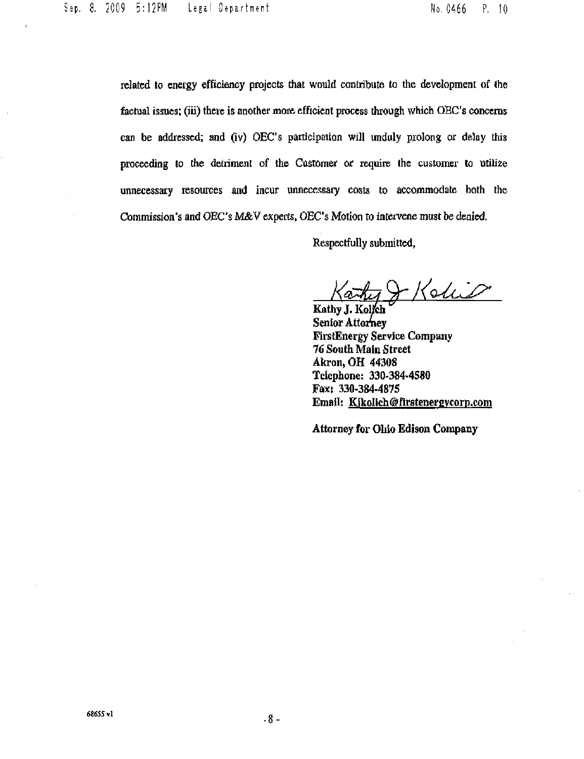related to energy efficiency projects that would contribute to the development of the factual issues; (iii) there is another more efficient process through which OEC's concerns can be addressed; and (iv) OEC's participation will unduly prolong or delay this proceeding to the detriment of the Customer or require the customer to utilize unnecessary resources and incur unnecessary costs to accommodate both the Commission's and OEC's M&V experts, OEC's Motion to intervene must be denied.

Respectfully submitted,

**Kathy J. Kolich**
**Senior Attorney**
**FirstEnergy Service Company**
**76 South Main Street**
**Akron, OH 44308**
**Telephone: 330-384-4580**
**Fax: 330-384-4875**
**Email: Kjkolich@firstenergycorp.com**

**Attorney for Ohio Edison Company**

68655 v1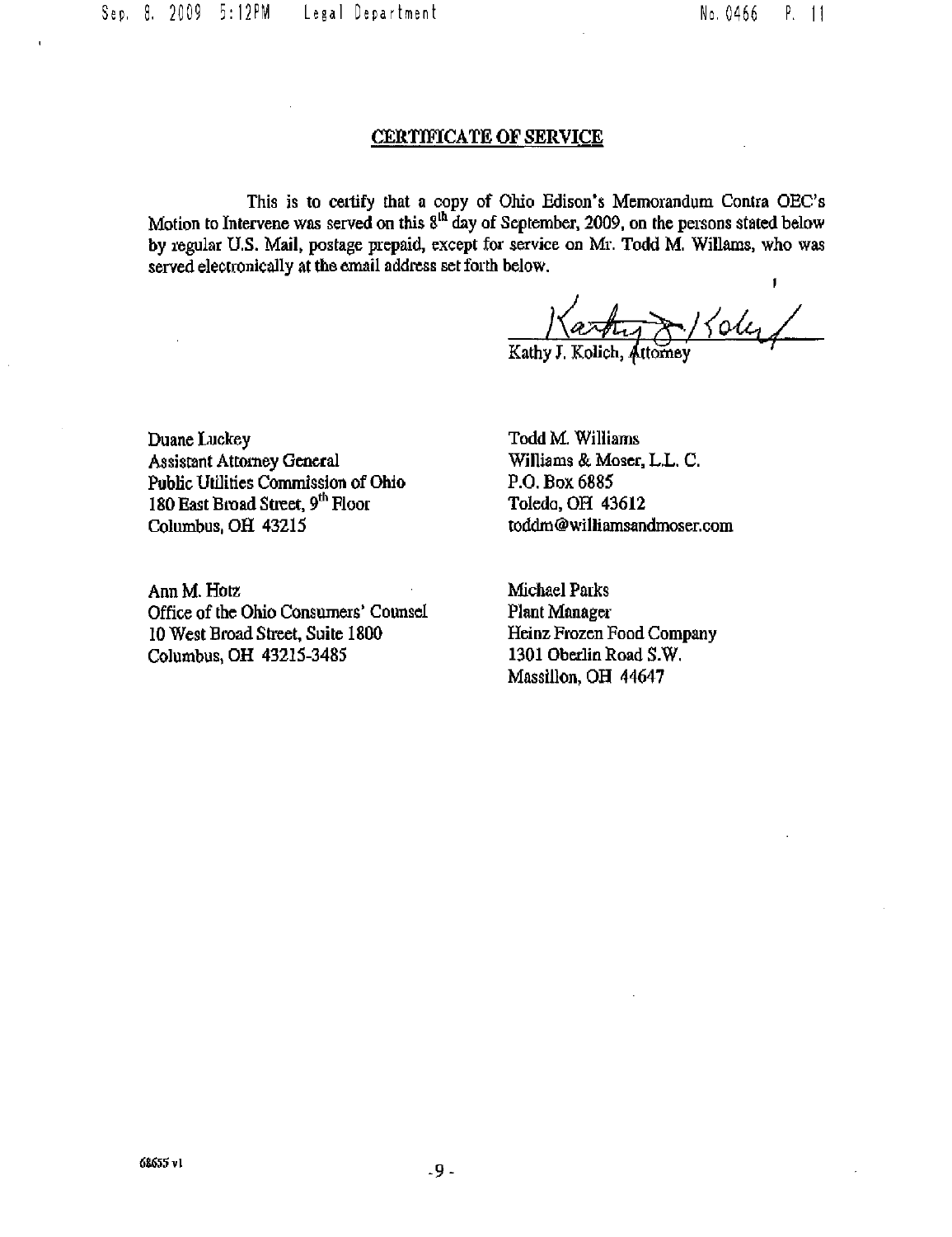## CERTIFICATE OF SERVICE

This is to certify that a copy of Ohio Edison's Memorandum Contra OEC's Motion to Intervene was served on this 8th day of September, 2009, on the persons stated below by regular U.S. Mail, postage prepaid, except for service on Mr. Todd M. Willams, who was served electronically at the email address set forth below.

Kathy J. Kolich, Attorney

Duane Luckey
Assistant Attorney General
Public Utilities Commission of Ohio
180 East Broad Street, 9th Floor
Columbus, OH 43215

Todd M. Williams
Williams & Moser, L.L. C.
P.O. Box 6885
Toledo, OH 43612
toddm@williamsandmoser.com

Ann M. Hotz
Office of the Ohio Consumers' Counsel
10 West Broad Street, Suite 1800
Columbus, OH 43215-3485

Michael Parks
Plant Manager
Heinz Frozen Food Company
1301 Oberlin Road S.W.
Massillon, OH 44647

68655 v1